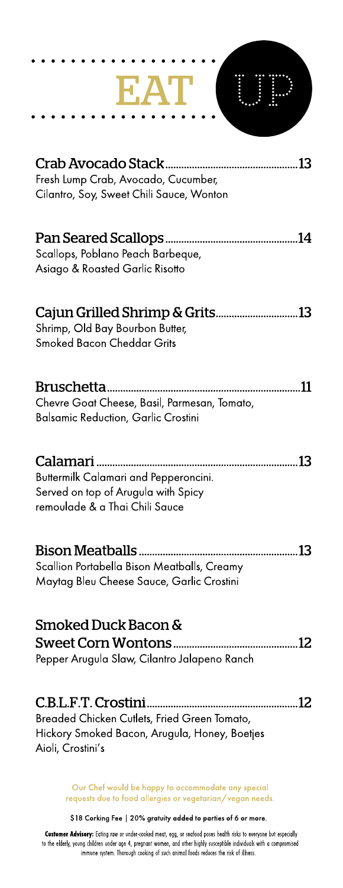# EAT UP

## Crab Avocado Stack ... 13
Fresh Lump Crab, Avocado, Cucumber, Cilantro, Soy, Sweet Chili Sauce, Wonton

## Pan Seared Scallops ... 14
Scallops, Poblano Peach Barbeque, Asiago & Roasted Garlic Risotto

## Cajun Grilled Shrimp & Grits ... 13
Shrimp, Old Bay Bourbon Butter, Smoked Bacon Cheddar Grits

## Bruschetta ... 11
Chevre Goat Cheese, Basil, Parmesan, Tomato, Balsamic Reduction, Garlic Crostini

## Calamari ... 13
Buttermilk Calamari and Pepperoncini. Served on top of Arugula with Spicy remoulade & a Thai Chili Sauce

## Bison Meatballs ... 13
Scallion Portabella Bison Meatballs, Creamy Maytag Bleu Cheese Sauce, Garlic Crostini

## Smoked Duck Bacon & Sweet Corn Wontons ... 12
Pepper Arugula Slaw, Cilantro Jalapeno Ranch

## C.B.L.F.T. Crostini ... 12
Breaded Chicken Cutlets, Fried Green Tomato, Hickory Smoked Bacon, Arugula, Honey, Boetjes Aioli, Crostini's

Our Chef would be happy to accommodate any special requests due to food allergies or vegetarian/vegan needs.

$18 Corking Fee | 20% gratuity added to parties of 6 or more.

**Customer Advisory:** Eating raw or under-cooked meat, egg, or seafood poses health risks to everyone but especially to the elderly, young children under age 4, pregnant women, and other highly susceptible individuals with a compromised immune system. Thorough cooking of such animal foods reduces the risk of illness.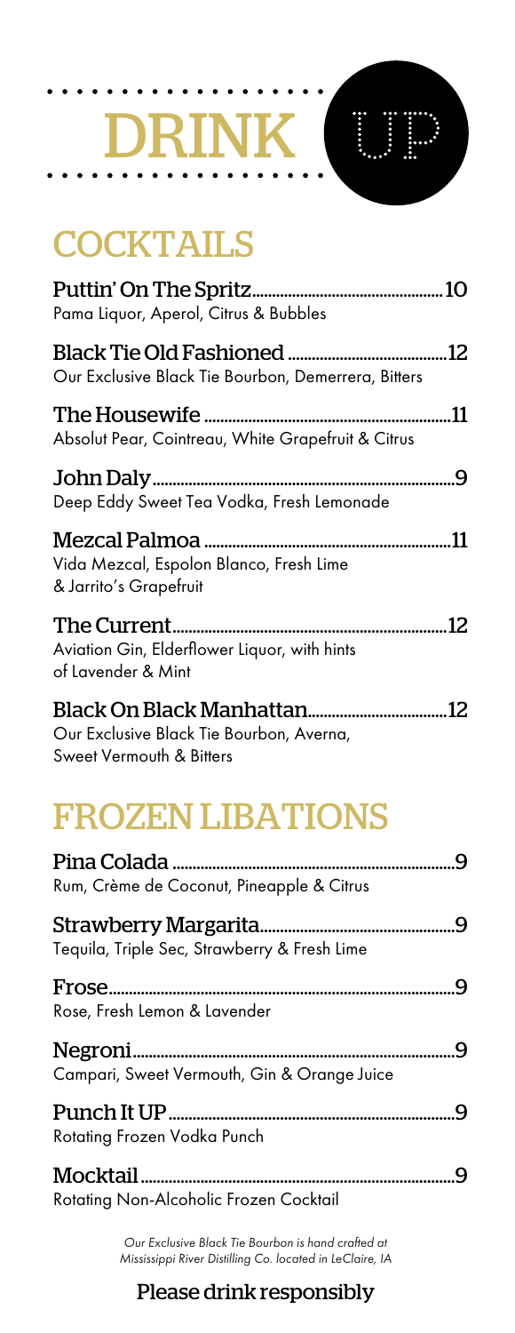# DRINK UP

## COCKTAILS

**Puttin' On The Spritz** ... 10
Pama Liquor, Aperol, Citrus & Bubbles

**Black Tie Old Fashioned** ... 12
Our Exclusive Black Tie Bourbon, Demerrera, Bitters

**The Housewife** ... 11
Absolut Pear, Cointreau, White Grapefruit & Citrus

**John Daly** ... 9
Deep Eddy Sweet Tea Vodka, Fresh Lemonade

**Mezcal Palmoa** ... 11
Vida Mezcal, Espolon Blanco, Fresh Lime & Jarrito's Grapefruit

**The Current** ... 12
Aviation Gin, Elderflower Liquor, with hints of Lavender & Mint

**Black On Black Manhattan** ... 12
Our Exclusive Black Tie Bourbon, Averna, Sweet Vermouth & Bitters

## FROZEN LIBATIONS

**Pina Colada** ... 9
Rum, Crème de Coconut, Pineapple & Citrus

**Strawberry Margarita** ... 9
Tequila, Triple Sec, Strawberry & Fresh Lime

**Frose** ... 9
Rose, Fresh Lemon & Lavender

**Negroni** ... 9
Campari, Sweet Vermouth, Gin & Orange Juice

**Punch It UP** ... 9
Rotating Frozen Vodka Punch

**Mocktail** ... 9
Rotating Non-Alcoholic Frozen Cocktail

*Our Exclusive Black Tie Bourbon is hand crafted at Mississippi River Distilling Co. located in LeClaire, IA*

Please drink responsibly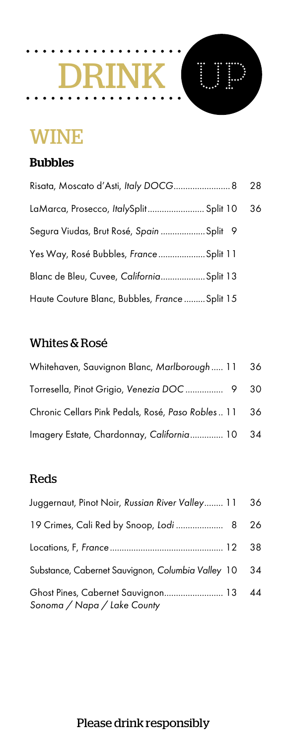# DRINK UP

## WINE

### Bubbles

| Wine | Glass | Bottle |
|---|---|---|
| Risata, Moscato d'Asti, *Italy DOCG* | 8 | 28 |
| LaMarca, Prosecco, *Italy*Split | Split 10 | 36 |
| Segura Viudas, Brut Rosé, *Spain* | Split 9 | |
| Yes Way, Rosé Bubbles, *France* | Split 11 | |
| Blanc de Bleu, Cuvee, *California* | Split 13 | |
| Haute Couture Blanc, Bubbles, *France* | Split 15 | |

### Whites & Rosé

| Wine | Glass | Bottle |
|---|---|---|
| Whitehaven, Sauvignon Blanc, *Marlborough* | 11 | 36 |
| Torresella, Pinot Grigio, *Venezia DOC* | 9 | 30 |
| Chronic Cellars Pink Pedals, Rosé, *Paso Robles* | 11 | 36 |
| Imagery Estate, Chardonnay, *California* | 10 | 34 |

### Reds

| Wine | Glass | Bottle |
|---|---|---|
| Juggernaut, Pinot Noir, *Russian River Valley* | 11 | 36 |
| 19 Crimes, Cali Red by Snoop, *Lodi* | 8 | 26 |
| Locations, F, *France* | 12 | 38 |
| Substance, Cabernet Sauvignon, *Columbia Valley* | 10 | 34 |
| Ghost Pines, Cabernet Sauvignon *Sonoma / Napa / Lake County* | 13 | 44 |

Please drink responsibly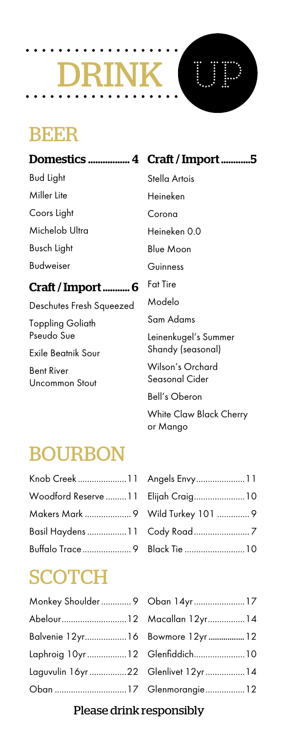# DRINK UP

## BEER

### Domestics ................. 4

- Bud Light
- Miller Lite
- Coors Light
- Michelob Ultra
- Busch Light
- Budweiser

### Craft / Import ........... 6

- Deschutes Fresh Squeezed
- Toppling Goliath Pseudo Sue
- Exile Beatnik Sour
- Bent River Uncommon Stout

### Craft / Import ............5

- Stella Artois
- Heineken
- Corona
- Heineken 0.0
- Blue Moon
- Guinness
- Fat Tire
- Modelo
- Sam Adams
- Leinenkugel's Summer Shandy (seasonal)
- Wilson's Orchard Seasonal Cider
- Bell's Oberon
- White Claw Black Cherry or Mango

## BOURBON

Knob Creek..................... 11
Woodford Reserve......... 11
Makers Mark .................... 9
Basil Haydens................. 11
Buffalo Trace..................... 9
Angels Envy..................... 11
Elijah Craig...................... 10
Wild Turkey 101 .............. 9
Cody Road........................ 7
Black Tie .......................... 10

## SCOTCH

Monkey Shoulder............. 9
Abelour............................ 12
Balvenie 12yr.................. 16
Laphroig 10yr................. 12
Laguvulin 16yr................ 22
Oban ............................... 17
Oban 14yr...................... 17
Macallan 12yr................ 14
Bowmore 12yr ................ 12
Glenfiddich...................... 10
Glenlivet 12yr................. 14
Glenmorangie................. 12

Please drink responsibly